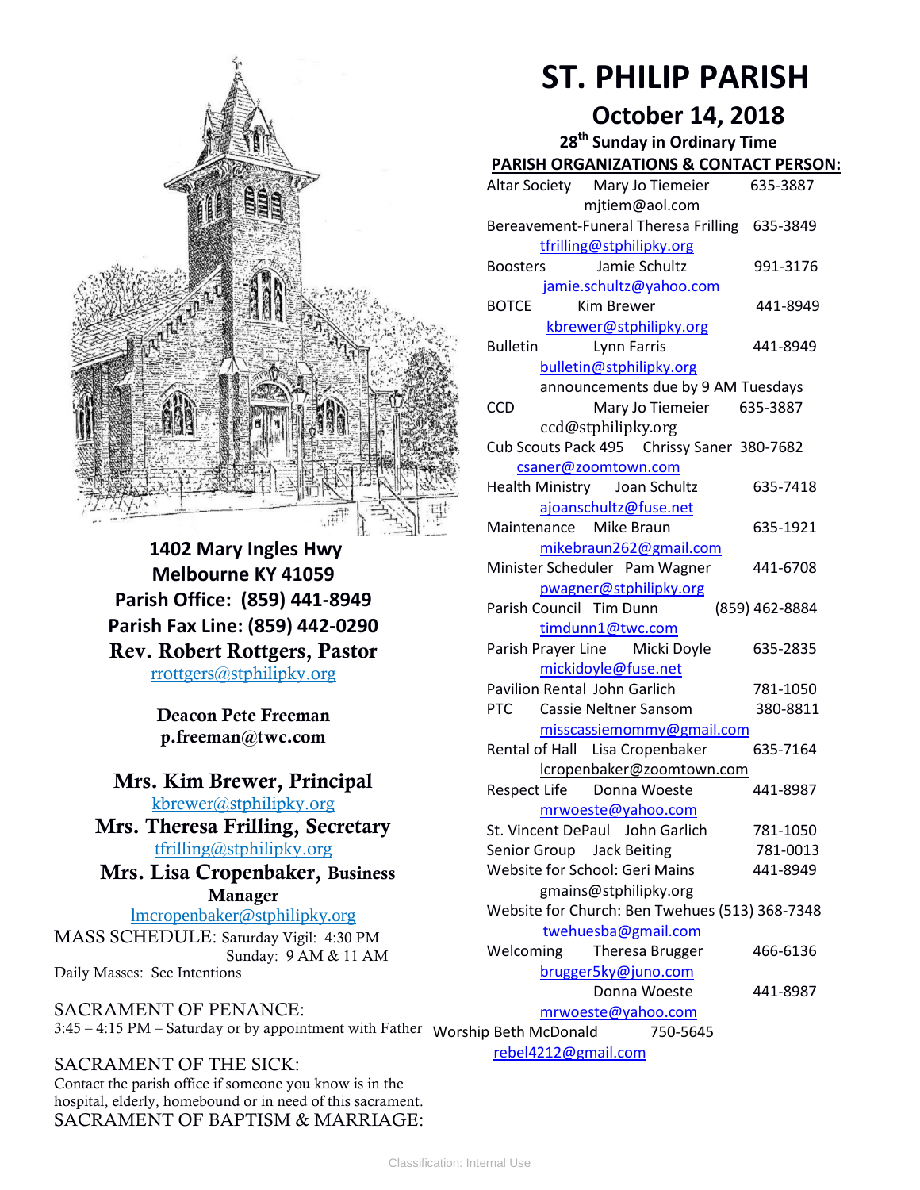# ST. PHILIP PARISH

## October 14, 2018

### 28th Sunday in Ordinary Time

**1402 Mary Ingles Hwy**
**Melbourne KY 41059**
**Parish Office: (859) 441-8949**
**Parish Fax Line: (859) 442-0290**
**Rev. Robert Rottgers, Pastor**
rrottgers@stphilipky.org

**Deacon Pete Freeman**
**p.freeman@twc.com**

**Mrs. Kim Brewer, Principal**
kbrewer@stphilipky.org
**Mrs. Theresa Frilling, Secretary**
tfrilling@stphilipky.org
**Mrs. Lisa Cropenbaker, Business Manager**
lmcropenbaker@stphilipky.org

MASS SCHEDULE: Saturday Vigil: 4:30 PM
Sunday: 9 AM & 11 AM
Daily Masses: See Intentions

SACRAMENT OF PENANCE:
3:45 – 4:15 PM – Saturday or by appointment with Father

SACRAMENT OF THE SICK:
Contact the parish office if someone you know is in the hospital, elderly, homebound or in need of this sacrament.

SACRAMENT OF BAPTISM & MARRIAGE:

**PARISH ORGANIZATIONS & CONTACT PERSON:**

Altar Society — Mary Jo Tiemeier — 635-3887
mjtiem@aol.com

Bereavement-Funeral — Theresa Frilling — 635-3849
tfrilling@stphilipky.org

Boosters — Jamie Schultz — 991-3176
jamie.schultz@yahoo.com

BOTCE — Kim Brewer — 441-8949
kbrewer@stphilipky.org

Bulletin — Lynn Farris — 441-8949
bulletin@stphilipky.org
announcements due by 9 AM Tuesdays

CCD — Mary Jo Tiemeier — 635-3887
ccd@stphilipky.org

Cub Scouts Pack 495 — Chrissy Saner — 380-7682
csaner@zoomtown.com

Health Ministry — Joan Schultz — 635-7418
ajoanschultz@fuse.net

Maintenance — Mike Braun — 635-1921
mikebraun262@gmail.com

Minister Scheduler — Pam Wagner — 441-6708
pwagner@stphilipky.org

Parish Council — Tim Dunn — (859) 462-8884
timdunn1@twc.com

Parish Prayer Line — Micki Doyle — 635-2835
mickidoyle@fuse.net

Pavilion Rental — John Garlich — 781-1050

PTC — Cassie Neltner Sansom — 380-8811
misscassiemommy@gmail.com

Rental of Hall — Lisa Cropenbaker — 635-7164
lcropenbaker@zoomtown.com

Respect Life — Donna Woeste — 441-8987
mrwoeste@yahoo.com

St. Vincent DePaul — John Garlich — 781-1050

Senior Group — Jack Beiting — 781-0013

Website for School: Geri Mains — 441-8949
gmains@stphilipky.org

Website for Church: Ben Twehues — (513) 368-7348
twehuesba@gmail.com

Welcoming — Theresa Brugger — 466-6136
brugger5ky@juno.com
Donna Woeste — 441-8987
mrwoeste@yahoo.com

Worship — Beth McDonald — 750-5645
rebel4212@gmail.com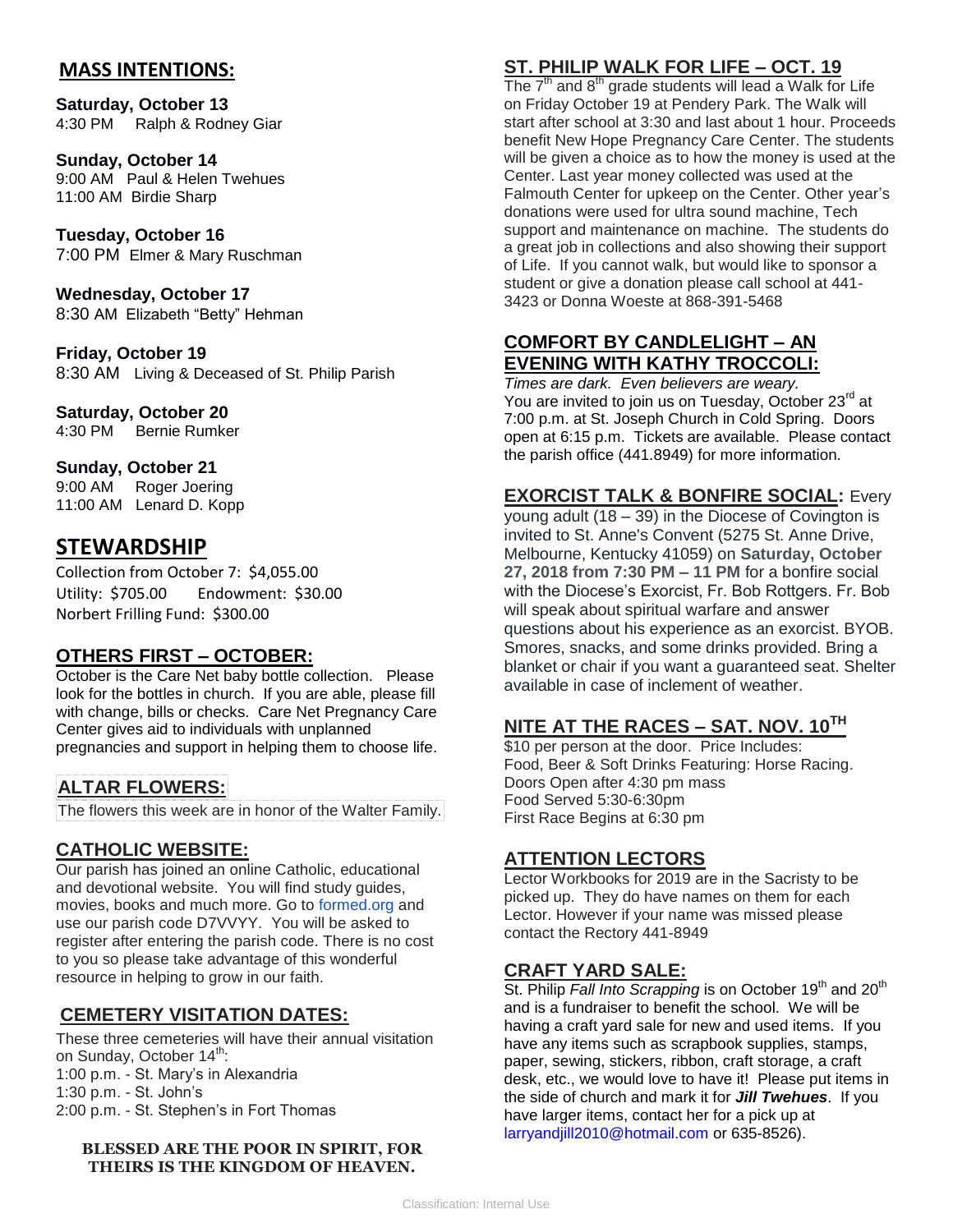## MASS INTENTIONS:

**Saturday, October 13**
4:30 PM Ralph & Rodney Giar

**Sunday, October 14**
9:00 AM Paul & Helen Twehues
11:00 AM Birdie Sharp

**Tuesday, October 16**
7:00 PM Elmer & Mary Ruschman

**Wednesday, October 17**
8:30 AM Elizabeth "Betty" Hehman

**Friday, October 19**
8:30 AM Living & Deceased of St. Philip Parish

**Saturday, October 20**
4:30 PM Bernie Rumker

**Sunday, October 21**
9:00 AM Roger Joering
11:00 AM Lenard D. Kopp

## STEWARDSHIP

Collection from October 7: $4,055.00
Utility: $705.00 Endowment: $30.00
Norbert Frilling Fund: $300.00

### OTHERS FIRST – OCTOBER:

October is the Care Net baby bottle collection. Please look for the bottles in church. If you are able, please fill with change, bills or checks. Care Net Pregnancy Care Center gives aid to individuals with unplanned pregnancies and support in helping them to choose life.

### ALTAR FLOWERS:

The flowers this week are in honor of the Walter Family.

### CATHOLIC WEBSITE:

Our parish has joined an online Catholic, educational and devotional website. You will find study guides, movies, books and much more. Go to formed.org and use our parish code D7VVYY. You will be asked to register after entering the parish code. There is no cost to you so please take advantage of this wonderful resource in helping to grow in our faith.

### CEMETERY VISITATION DATES:

These three cemeteries will have their annual visitation on Sunday, October 14th:
1:00 p.m. - St. Mary's in Alexandria
1:30 p.m. - St. John's
2:00 p.m. - St. Stephen's in Fort Thomas

**BLESSED ARE THE POOR IN SPIRIT, FOR THEIRS IS THE KINGDOM OF HEAVEN.**

### ST. PHILIP WALK FOR LIFE – OCT. 19

The 7th and 8th grade students will lead a Walk for Life on Friday October 19 at Pendery Park. The Walk will start after school at 3:30 and last about 1 hour. Proceeds benefit New Hope Pregnancy Care Center. The students will be given a choice as to how the money is used at the Center. Last year money collected was used at the Falmouth Center for upkeep on the Center. Other year's donations were used for ultra sound machine, Tech support and maintenance on machine. The students do a great job in collections and also showing their support of Life. If you cannot walk, but would like to sponsor a student or give a donation please call school at 441-3423 or Donna Woeste at 868-391-5468

### COMFORT BY CANDLELIGHT – AN EVENING WITH KATHY TROCCOLI:

*Times are dark. Even believers are weary.*
You are invited to join us on Tuesday, October 23rd at 7:00 p.m. at St. Joseph Church in Cold Spring. Doors open at 6:15 p.m. Tickets are available. Please contact the parish office (441.8949) for more information.

### EXORCIST TALK & BONFIRE SOCIAL:

Every young adult (18 – 39) in the Diocese of Covington is invited to St. Anne's Convent (5275 St. Anne Drive, Melbourne, Kentucky 41059) on **Saturday, October 27, 2018 from 7:30 PM – 11 PM** for a bonfire social with the Diocese's Exorcist, Fr. Bob Rottgers. Fr. Bob will speak about spiritual warfare and answer questions about his experience as an exorcist. BYOB. Smores, snacks, and some drinks provided. Bring a blanket or chair if you want a guaranteed seat. Shelter available in case of inclement of weather.

### NITE AT THE RACES – SAT. NOV. 10TH

$10 per person at the door. Price Includes:
Food, Beer & Soft Drinks Featuring: Horse Racing.
Doors Open after 4:30 pm mass
Food Served 5:30-6:30pm
First Race Begins at 6:30 pm

### ATTENTION LECTORS

Lector Workbooks for 2019 are in the Sacristy to be picked up. They do have names on them for each Lector. However if your name was missed please contact the Rectory 441-8949

### CRAFT YARD SALE:

St. Philip *Fall Into Scrapping* is on October 19th and 20th and is a fundraiser to benefit the school. We will be having a craft yard sale for new and used items. If you have any items such as scrapbook supplies, stamps, paper, sewing, stickers, ribbon, craft storage, a craft desk, etc., we would love to have it! Please put items in the side of church and mark it for ***Jill Twehues***. If you have larger items, contact her for a pick up at larryandjill2010@hotmail.com or 635-8526).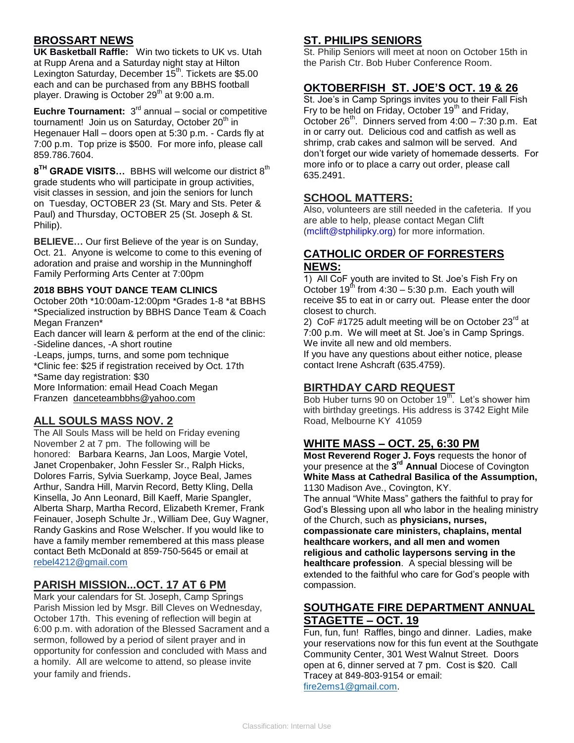## BROSSART NEWS

**UK Basketball Raffle:** Win two tickets to UK vs. Utah at Rupp Arena and a Saturday night stay at Hilton Lexington Saturday, December 15th. Tickets are $5.00 each and can be purchased from any BBHS football player. Drawing is October 29th at 9:00 a.m.

**Euchre Tournament:** 3rd annual – social or competitive tournament! Join us on Saturday, October 20th in Hegenauer Hall – doors open at 5:30 p.m. - Cards fly at 7:00 p.m. Top prize is $500. For more info, please call 859.786.7604.

**8TH GRADE VISITS…** BBHS will welcome our district 8th grade students who will participate in group activities, visit classes in session, and join the seniors for lunch on Tuesday, OCTOBER 23 (St. Mary and Sts. Peter & Paul) and Thursday, OCTOBER 25 (St. Joseph & St. Philip).

**BELIEVE…** Our first Believe of the year is on Sunday, Oct. 21. Anyone is welcome to come to this evening of adoration and praise and worship in the Munninghoff Family Performing Arts Center at 7:00pm

**2018 BBHS YOUT DANCE TEAM CLINICS**

October 20th *10:00am-12:00pm *Grades 1-8 *at BBHS *Specialized instruction by BBHS Dance Team & Coach Megan Franzen*

Each dancer will learn & perform at the end of the clinic:
-Sideline dances, -A short routine
-Leaps, jumps, turns, and some pom technique
*Clinic fee: $25 if registration received by Oct. 17th
*Same day registration: $30
More Information: email Head Coach Megan Franzen danceteambbhs@yahoo.com

## ALL SOULS MASS NOV. 2

The All Souls Mass will be held on Friday evening November 2 at 7 pm. The following will be honored: Barbara Kearns, Jan Loos, Margie Votel, Janet Cropenbaker, John Fessler Sr., Ralph Hicks, Dolores Farris, Sylvia Suerkamp, Joyce Beal, James Arthur, Sandra Hill, Marvin Record, Betty Kling, Della Kinsella, Jo Ann Leonard, Bill Kaeff, Marie Spangler, Alberta Sharp, Martha Record, Elizabeth Kremer, Frank Feinauer, Joseph Schulte Jr., William Dee, Guy Wagner, Randy Gaskins and Rose Welscher. If you would like to have a family member remembered at this mass please contact Beth McDonald at 859-750-5645 or email at rebel4212@gmail.com

## PARISH MISSION...OCT. 17 AT 6 PM

Mark your calendars for St. Joseph, Camp Springs Parish Mission led by Msgr. Bill Cleves on Wednesday, October 17th. This evening of reflection will begin at 6:00 p.m. with adoration of the Blessed Sacrament and a sermon, followed by a period of silent prayer and in opportunity for confession and concluded with Mass and a homily. All are welcome to attend, so please invite your family and friends.

## ST. PHILIPS SENIORS

St. Philip Seniors will meet at noon on October 15th in the Parish Ctr. Bob Huber Conference Room.

## OKTOBERFISH ST. JOE'S OCT. 19 & 26

St. Joe's in Camp Springs invites you to their Fall Fish Fry to be held on Friday, October 19th and Friday, October 26th. Dinners served from 4:00 – 7:30 p.m. Eat in or carry out. Delicious cod and catfish as well as shrimp, crab cakes and salmon will be served. And don't forget our wide variety of homemade desserts. For more info or to place a carry out order, please call 635.2491.

## SCHOOL MATTERS:

Also, volunteers are still needed in the cafeteria. If you are able to help, please contact Megan Clift (mclift@stphilipky.org) for more information.

## CATHOLIC ORDER OF FORRESTERS NEWS:

1) All CoF youth are invited to St. Joe's Fish Fry on October 19th from 4:30 – 5:30 p.m. Each youth will receive $5 to eat in or carry out. Please enter the door closest to church.

2) CoF #1725 adult meeting will be on October 23rd at 7:00 p.m. We will meet at St. Joe's in Camp Springs. We invite all new and old members.

If you have any questions about either notice, please contact Irene Ashcraft (635.4759).

## BIRTHDAY CARD REQUEST

Bob Huber turns 90 on October 19th. Let's shower him with birthday greetings. His address is 3742 Eight Mile Road, Melbourne KY 41059

## WHITE MASS – OCT. 25, 6:30 PM

**Most Reverend Roger J. Foys** requests the honor of your presence at the **3rd Annual** Diocese of Covington **White Mass at Cathedral Basilica of the Assumption,** 1130 Madison Ave., Covington, KY.

The annual "White Mass" gathers the faithful to pray for God's Blessing upon all who labor in the healing ministry of the Church, such as **physicians, nurses, compassionate care ministers, chaplains, mental healthcare workers, and all men and women religious and catholic laypersons serving in the healthcare profession**. A special blessing will be extended to the faithful who care for God's people with compassion.

## SOUTHGATE FIRE DEPARTMENT ANNUAL STAGETTE – OCT. 19

Fun, fun, fun! Raffles, bingo and dinner. Ladies, make your reservations now for this fun event at the Southgate Community Center, 301 West Walnut Street. Doors open at 6, dinner served at 7 pm. Cost is $20. Call Tracey at 849-803-9154 or email: fire2ems1@gmail.com.